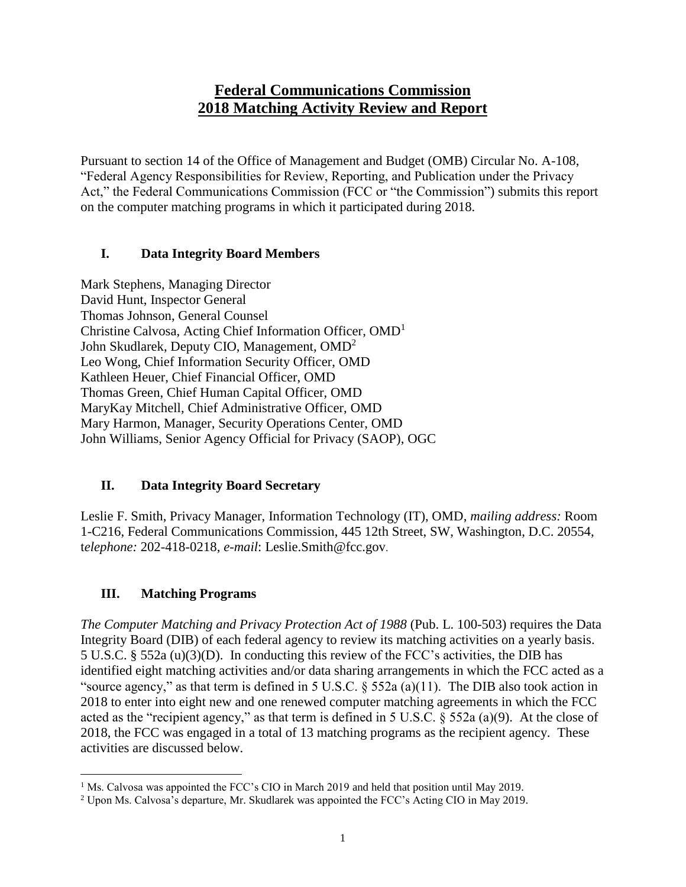# Federal Communications Commission
# 2018 Matching Activity Review and Report

Pursuant to section 14 of the Office of Management and Budget (OMB) Circular No. A-108, "Federal Agency Responsibilities for Review, Reporting, and Publication under the Privacy Act," the Federal Communications Commission (FCC or "the Commission") submits this report on the computer matching programs in which it participated during 2018.

## I. Data Integrity Board Members

Mark Stephens, Managing Director
David Hunt, Inspector General
Thomas Johnson, General Counsel
Christine Calvosa, Acting Chief Information Officer, OMD[1]
John Skudlarek, Deputy CIO, Management, OMD[2]
Leo Wong, Chief Information Security Officer, OMD
Kathleen Heuer, Chief Financial Officer, OMD
Thomas Green, Chief Human Capital Officer, OMD
MaryKay Mitchell, Chief Administrative Officer, OMD
Mary Harmon, Manager, Security Operations Center, OMD
John Williams, Senior Agency Official for Privacy (SAOP), OGC

## II. Data Integrity Board Secretary

Leslie F. Smith, Privacy Manager, Information Technology (IT), OMD, *mailing address:* Room 1-C216, Federal Communications Commission, 445 12th Street, SW, Washington, D.C. 20554, t*elephone:* 202-418-0218, *e-mail*: Leslie.Smith@fcc.gov.

## III. Matching Programs

*The Computer Matching and Privacy Protection Act of 1988* (Pub. L. 100-503) requires the Data Integrity Board (DIB) of each federal agency to review its matching activities on a yearly basis. 5 U.S.C. § 552a (u)(3)(D). In conducting this review of the FCC's activities, the DIB has identified eight matching activities and/or data sharing arrangements in which the FCC acted as a "source agency," as that term is defined in 5 U.S.C. § 552a (a)(11). The DIB also took action in 2018 to enter into eight new and one renewed computer matching agreements in which the FCC acted as the "recipient agency," as that term is defined in 5 U.S.C. § 552a (a)(9). At the close of 2018, the FCC was engaged in a total of 13 matching programs as the recipient agency. These activities are discussed below.

---

[1] Ms. Calvosa was appointed the FCC's CIO in March 2019 and held that position until May 2019.

[2] Upon Ms. Calvosa's departure, Mr. Skudlarek was appointed the FCC's Acting CIO in May 2019.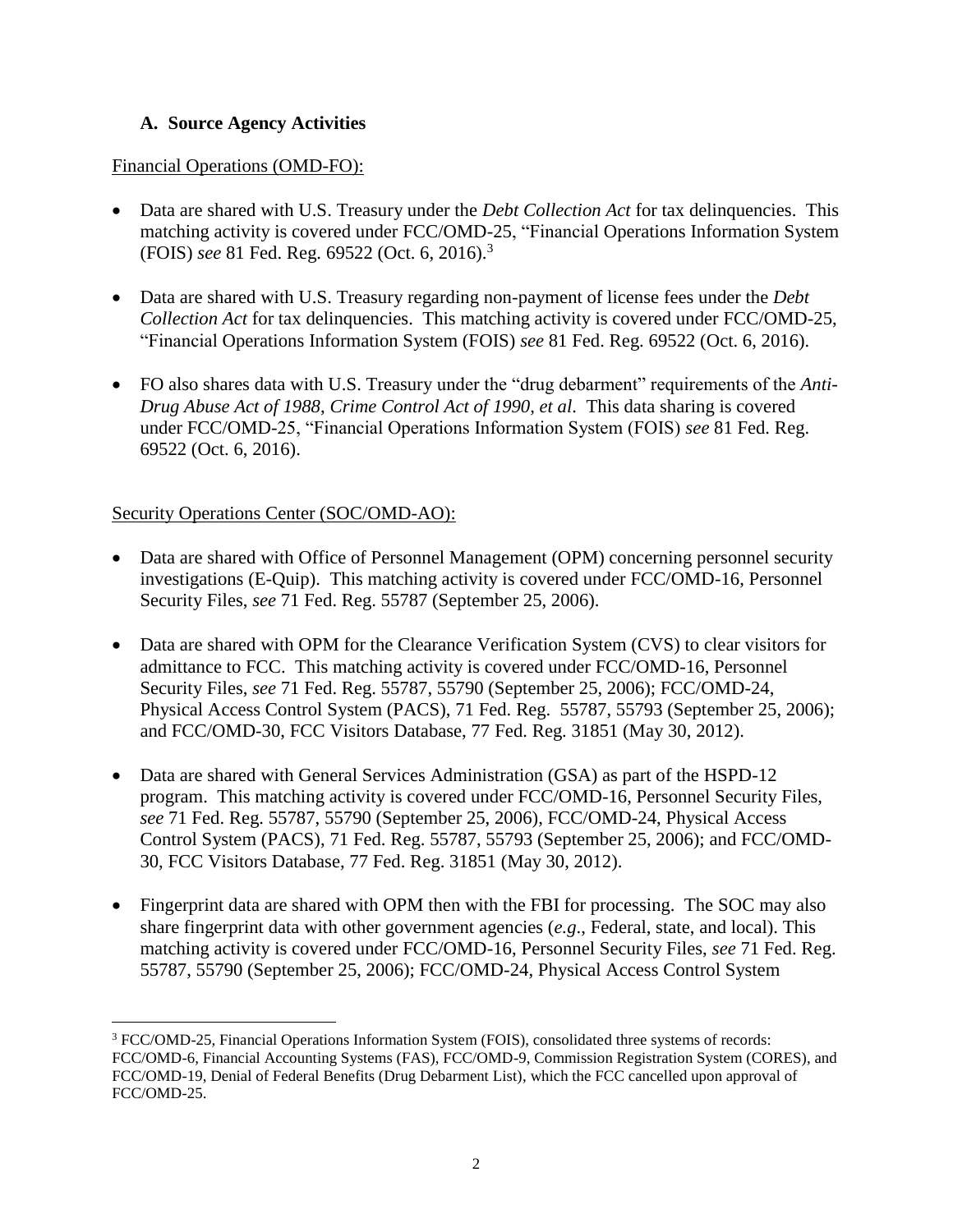### A. Source Agency Activities

Financial Operations (OMD-FO):

- Data are shared with U.S. Treasury under the *Debt Collection Act* for tax delinquencies. This matching activity is covered under FCC/OMD-25, "Financial Operations Information System (FOIS) *see* 81 Fed. Reg. 69522 (Oct. 6, 2016).[3]
- Data are shared with U.S. Treasury regarding non-payment of license fees under the *Debt Collection Act* for tax delinquencies. This matching activity is covered under FCC/OMD-25, "Financial Operations Information System (FOIS) *see* 81 Fed. Reg. 69522 (Oct. 6, 2016).
- FO also shares data with U.S. Treasury under the "drug debarment" requirements of the *Anti-Drug Abuse Act of 1988*, *Crime Control Act of 1990*, *et al*. This data sharing is covered under FCC/OMD-25, "Financial Operations Information System (FOIS) *see* 81 Fed. Reg. 69522 (Oct. 6, 2016).

Security Operations Center (SOC/OMD-AO):

- Data are shared with Office of Personnel Management (OPM) concerning personnel security investigations (E-Quip). This matching activity is covered under FCC/OMD-16, Personnel Security Files, *see* 71 Fed. Reg. 55787 (September 25, 2006).
- Data are shared with OPM for the Clearance Verification System (CVS) to clear visitors for admittance to FCC. This matching activity is covered under FCC/OMD-16, Personnel Security Files, *see* 71 Fed. Reg. 55787, 55790 (September 25, 2006); FCC/OMD-24, Physical Access Control System (PACS), 71 Fed. Reg. 55787, 55793 (September 25, 2006); and FCC/OMD-30, FCC Visitors Database, 77 Fed. Reg. 31851 (May 30, 2012).
- Data are shared with General Services Administration (GSA) as part of the HSPD-12 program. This matching activity is covered under FCC/OMD-16, Personnel Security Files, *see* 71 Fed. Reg. 55787, 55790 (September 25, 2006), FCC/OMD-24, Physical Access Control System (PACS), 71 Fed. Reg. 55787, 55793 (September 25, 2006); and FCC/OMD-30, FCC Visitors Database, 77 Fed. Reg. 31851 (May 30, 2012).
- Fingerprint data are shared with OPM then with the FBI for processing. The SOC may also share fingerprint data with other government agencies (*e.g*., Federal, state, and local). This matching activity is covered under FCC/OMD-16, Personnel Security Files, *see* 71 Fed. Reg. 55787, 55790 (September 25, 2006); FCC/OMD-24, Physical Access Control System

[3] FCC/OMD-25, Financial Operations Information System (FOIS), consolidated three systems of records: FCC/OMD-6, Financial Accounting Systems (FAS), FCC/OMD-9, Commission Registration System (CORES), and FCC/OMD-19, Denial of Federal Benefits (Drug Debarment List), which the FCC cancelled upon approval of FCC/OMD-25.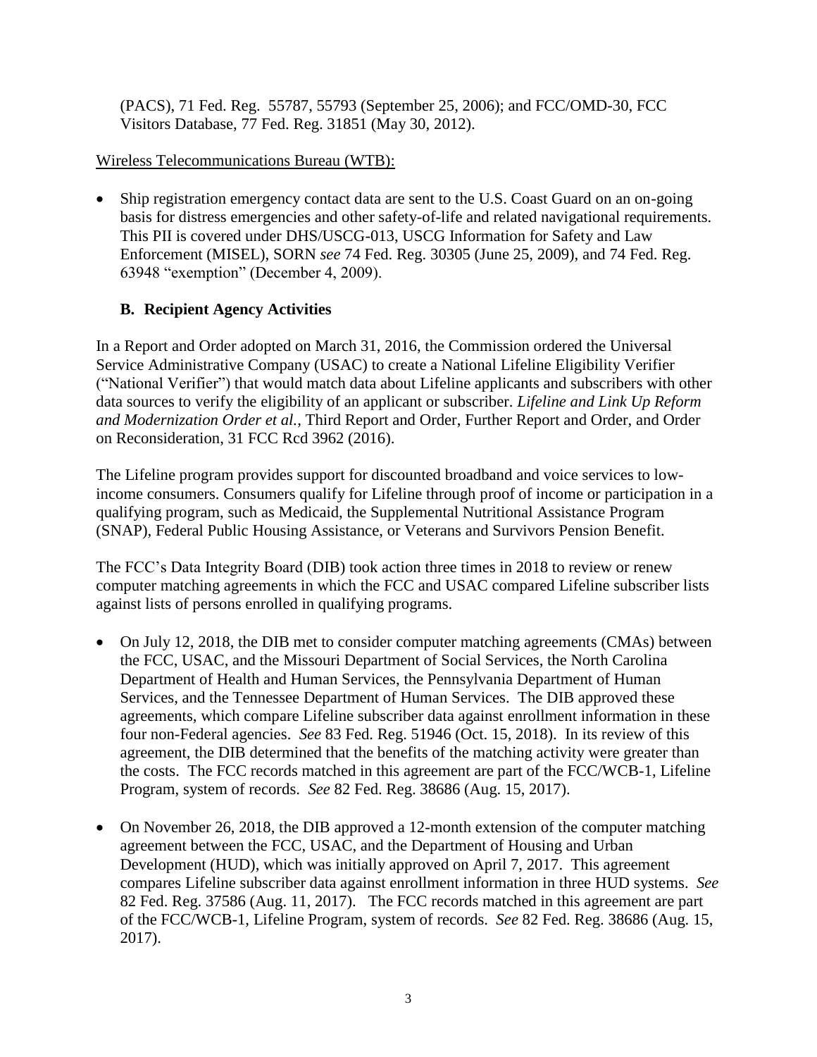(PACS), 71 Fed. Reg. 55787, 55793 (September 25, 2006); and FCC/OMD-30, FCC Visitors Database, 77 Fed. Reg. 31851 (May 30, 2012).

Wireless Telecommunications Bureau (WTB):

- Ship registration emergency contact data are sent to the U.S. Coast Guard on an on-going basis for distress emergencies and other safety-of-life and related navigational requirements. This PII is covered under DHS/USCG-013, USCG Information for Safety and Law Enforcement (MISEL), SORN *see* 74 Fed. Reg. 30305 (June 25, 2009), and 74 Fed. Reg. 63948 "exemption" (December 4, 2009).

### B. Recipient Agency Activities

In a Report and Order adopted on March 31, 2016, the Commission ordered the Universal Service Administrative Company (USAC) to create a National Lifeline Eligibility Verifier ("National Verifier") that would match data about Lifeline applicants and subscribers with other data sources to verify the eligibility of an applicant or subscriber. *Lifeline and Link Up Reform and Modernization Order et al.*, Third Report and Order, Further Report and Order, and Order on Reconsideration, 31 FCC Rcd 3962 (2016).

The Lifeline program provides support for discounted broadband and voice services to low-income consumers. Consumers qualify for Lifeline through proof of income or participation in a qualifying program, such as Medicaid, the Supplemental Nutritional Assistance Program (SNAP), Federal Public Housing Assistance, or Veterans and Survivors Pension Benefit.

The FCC's Data Integrity Board (DIB) took action three times in 2018 to review or renew computer matching agreements in which the FCC and USAC compared Lifeline subscriber lists against lists of persons enrolled in qualifying programs.

- On July 12, 2018, the DIB met to consider computer matching agreements (CMAs) between the FCC, USAC, and the Missouri Department of Social Services, the North Carolina Department of Health and Human Services, the Pennsylvania Department of Human Services, and the Tennessee Department of Human Services. The DIB approved these agreements, which compare Lifeline subscriber data against enrollment information in these four non-Federal agencies. *See* 83 Fed. Reg. 51946 (Oct. 15, 2018). In its review of this agreement, the DIB determined that the benefits of the matching activity were greater than the costs. The FCC records matched in this agreement are part of the FCC/WCB-1, Lifeline Program, system of records. *See* 82 Fed. Reg. 38686 (Aug. 15, 2017).

- On November 26, 2018, the DIB approved a 12-month extension of the computer matching agreement between the FCC, USAC, and the Department of Housing and Urban Development (HUD), which was initially approved on April 7, 2017. This agreement compares Lifeline subscriber data against enrollment information in three HUD systems. *See* 82 Fed. Reg. 37586 (Aug. 11, 2017). The FCC records matched in this agreement are part of the FCC/WCB-1, Lifeline Program, system of records. *See* 82 Fed. Reg. 38686 (Aug. 15, 2017).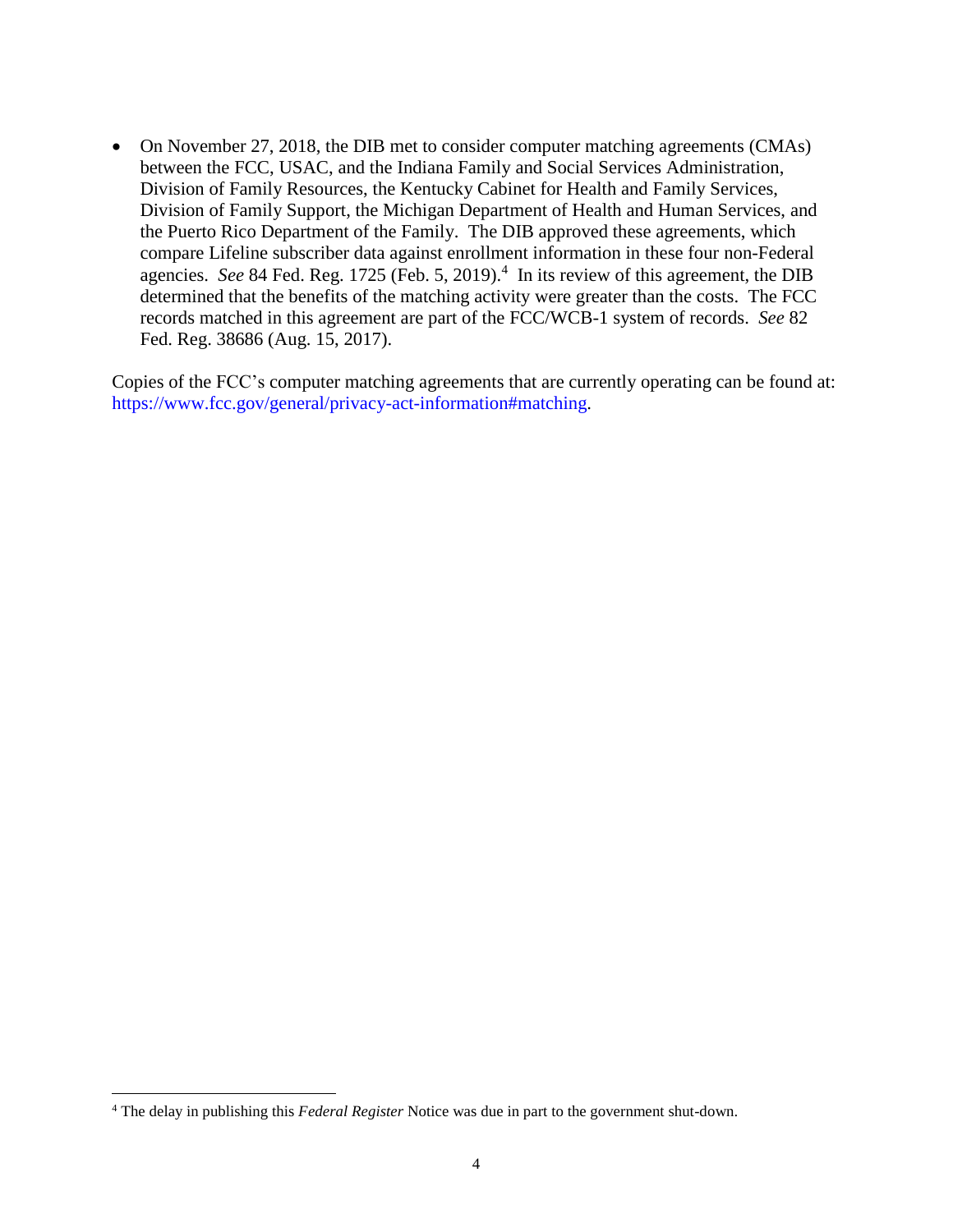- On November 27, 2018, the DIB met to consider computer matching agreements (CMAs) between the FCC, USAC, and the Indiana Family and Social Services Administration, Division of Family Resources, the Kentucky Cabinet for Health and Family Services, Division of Family Support, the Michigan Department of Health and Human Services, and the Puerto Rico Department of the Family. The DIB approved these agreements, which compare Lifeline subscriber data against enrollment information in these four non-Federal agencies. *See* 84 Fed. Reg. 1725 (Feb. 5, 2019).[4] In its review of this agreement, the DIB determined that the benefits of the matching activity were greater than the costs. The FCC records matched in this agreement are part of the FCC/WCB-1 system of records. *See* 82 Fed. Reg. 38686 (Aug. 15, 2017).

Copies of the FCC's computer matching agreements that are currently operating can be found at: https://www.fcc.gov/general/privacy-act-information#matching.

[4] The delay in publishing this *Federal Register* Notice was due in part to the government shut-down.